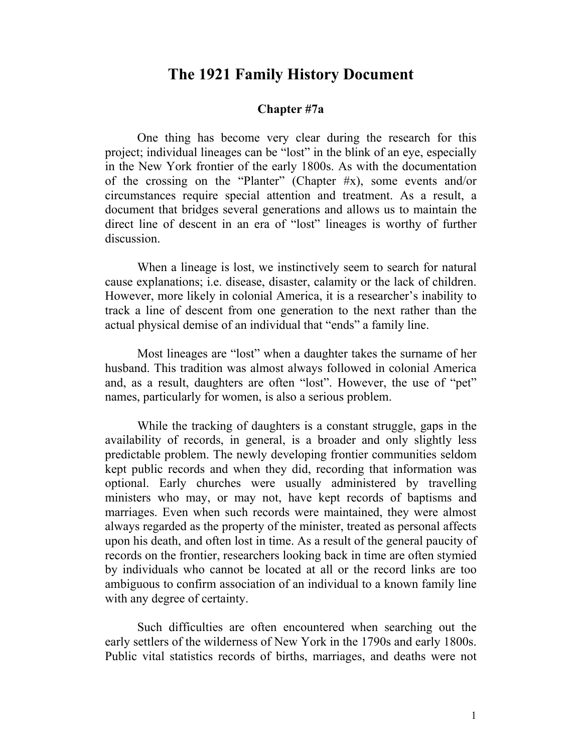# The 1921 Family History Document

## Chapter #7a

One thing has become very clear during the research for this project; individual lineages can be "lost" in the blink of an eye, especially in the New York frontier of the early 1800s. As with the documentation of the crossing on the "Planter" (Chapter #x), some events and/or circumstances require special attention and treatment. As a result, a document that bridges several generations and allows us to maintain the direct line of descent in an era of "lost" lineages is worthy of further discussion.

When a lineage is lost, we instinctively seem to search for natural cause explanations; i.e. disease, disaster, calamity or the lack of children. However, more likely in colonial America, it is a researcher's inability to track a line of descent from one generation to the next rather than the actual physical demise of an individual that "ends" a family line.

Most lineages are "lost" when a daughter takes the surname of her husband. This tradition was almost always followed in colonial America and, as a result, daughters are often "lost". However, the use of "pet" names, particularly for women, is also a serious problem.

While the tracking of daughters is a constant struggle, gaps in the availability of records, in general, is a broader and only slightly less predictable problem. The newly developing frontier communities seldom kept public records and when they did, recording that information was optional. Early churches were usually administered by travelling ministers who may, or may not, have kept records of baptisms and marriages. Even when such records were maintained, they were almost always regarded as the property of the minister, treated as personal affects upon his death, and often lost in time. As a result of the general paucity of records on the frontier, researchers looking back in time are often stymied by individuals who cannot be located at all or the record links are too ambiguous to confirm association of an individual to a known family line with any degree of certainty.

Such difficulties are often encountered when searching out the early settlers of the wilderness of New York in the 1790s and early 1800s. Public vital statistics records of births, marriages, and deaths were not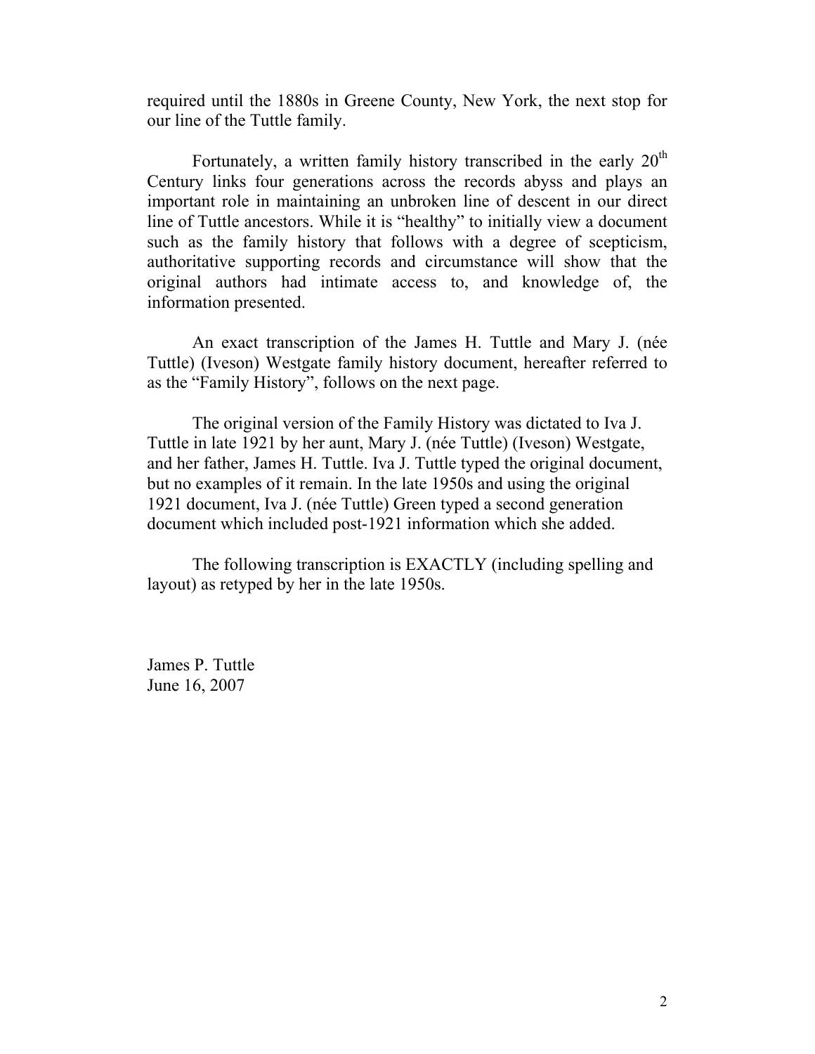required until the 1880s in Greene County, New York, the next stop for our line of the Tuttle family.

Fortunately, a written family history transcribed in the early 20th Century links four generations across the records abyss and plays an important role in maintaining an unbroken line of descent in our direct line of Tuttle ancestors. While it is "healthy" to initially view a document such as the family history that follows with a degree of scepticism, authoritative supporting records and circumstance will show that the original authors had intimate access to, and knowledge of, the information presented.

An exact transcription of the James H. Tuttle and Mary J. (née Tuttle) (Iveson) Westgate family history document, hereafter referred to as the "Family History", follows on the next page.

The original version of the Family History was dictated to Iva J. Tuttle in late 1921 by her aunt, Mary J. (née Tuttle) (Iveson) Westgate, and her father, James H. Tuttle. Iva J. Tuttle typed the original document, but no examples of it remain. In the late 1950s and using the original 1921 document, Iva J. (née Tuttle) Green typed a second generation document which included post-1921 information which she added.

The following transcription is EXACTLY (including spelling and layout) as retyped by her in the late 1950s.

James P. Tuttle
June 16, 2007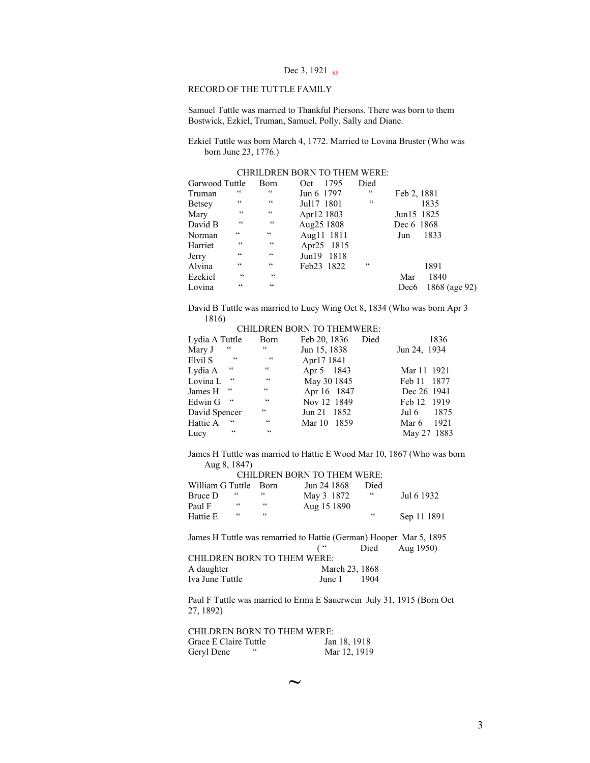Dec 3, 1921 [85]

RECORD OF THE TUTTLE FAMILY

Samuel Tuttle was married to Thankful Piersons. There was born to them Bostwick, Ezkiel, Truman, Samuel, Polly, Sally and Diane.

Ezkiel Tuttle was born March 4, 1772. Married to Lovina Bruster (Who was born June 23, 1776.)

CHRILDREN BORN TO THEM WERE:

| Name | | Born | Date | Died | Date |
|---|---|---|---|---|---|
| Garwood Tuttle | | Born | Oct 1795 | Died | |
| Truman | " | " | Jun 6 1797 | " | Feb 2, 1881 |
| Betsey | " | " | Jul17 1801 | " | 1835 |
| Mary | " | " | Apr12 1803 | | Jun15 1825 |
| David B | " | " | Aug25 1808 | | Dec 6 1868 |
| Norman | " | " | Aug11 1811 | | Jun 1833 |
| Harriet | " | " | Apr25 1815 | | |
| Jerry | " | " | Jun19 1818 | | |
| Alvina | " | " | Feb23 1822 | " | 1891 |
| Ezekiel | " | " | | | Mar 1840 |
| Lovina | " | " | | | Dec6 1868 (age 92) |

David B Tuttle was married to Lucy Wing Oct 8, 1834 (Who was born Apr 3 1816)

CHILDREN BORN TO THEMWERE:

| Name | | Born | Date | Died | Date |
|---|---|---|---|---|---|
| Lydia A Tuttle | | Born | Feb 20, 1836 | Died | 1836 |
| Mary J | " | " | Jun 15, 1838 | | Jun 24, 1934 |
| Elvil S | " | " | Apr17 1841 | | |
| Lydia A | " | " | Apr 5 1843 | | Mar 11 1921 |
| Lovina L | " | " | May 30 1845 | | Feb 11 1877 |
| James H | " | " | Apr 16 1847 | | Dec 26 1941 |
| Edwin G | " | " | Nov 12 1849 | | Feb 12 1919 |
| David Spencer | | " | Jun 21 1852 | | Jul 6 1875 |
| Hattie A | " | " | Mar 10 1859 | | Mar 6 1921 |
| Lucy | " | " | | | May 27 1883 |

James H Tuttle was married to Hattie E Wood Mar 10, 1867 (Who was born Aug 8, 1847)

CHILDREN BORN TO THEM WERE:

| Name | | Born | Date | Died | Date |
|---|---|---|---|---|---|
| William G Tuttle | | Born | Jun 24 1868 | Died | |
| Bruce D | " | " | May 3 1872 | " | Jul 6 1932 |
| Paul F | " | " | Aug 15 1890 | | |
| Hattie E | " | " | | " | Sep 11 1891 |

James H Tuttle was remarried to Hattie (German) Hooper Mar 5, 1895
( " Died Aug 1950)

CHILDREN BORN TO THEM WERE:

| Name | Date |
|---|---|
| A daughter | March 23, 1868 |
| Iva June Tuttle | June 1 1904 |

Paul F Tuttle was married to Erma E Sauerwein July 31, 1915 (Born Oct 27, 1892)

CHILDREN BORN TO THEM WERE:

| Name | Date |
|---|---|
| Grace E Claire Tuttle | Jan 18, 1918 |
| Geryl Dene " | Mar 12, 1919 |

~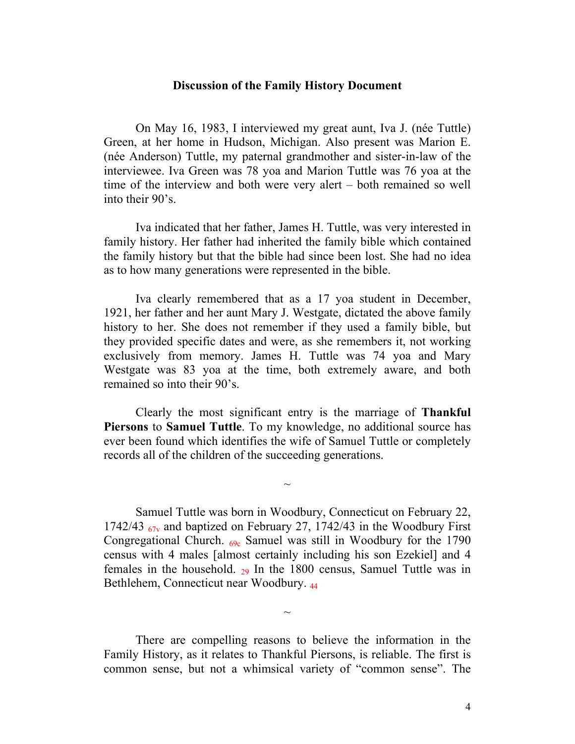**Discussion of the Family History Document**

On May 16, 1983, I interviewed my great aunt, Iva J. (née Tuttle) Green, at her home in Hudson, Michigan. Also present was Marion E. (née Anderson) Tuttle, my paternal grandmother and sister-in-law of the interviewee. Iva Green was 78 yoa and Marion Tuttle was 76 yoa at the time of the interview and both were very alert – both remained so well into their 90's.

Iva indicated that her father, James H. Tuttle, was very interested in family history. Her father had inherited the family bible which contained the family history but that the bible had since been lost. She had no idea as to how many generations were represented in the bible.

Iva clearly remembered that as a 17 yoa student in December, 1921, her father and her aunt Mary J. Westgate, dictated the above family history to her. She does not remember if they used a family bible, but they provided specific dates and were, as she remembers it, not working exclusively from memory. James H. Tuttle was 74 yoa and Mary Westgate was 83 yoa at the time, both extremely aware, and both remained so into their 90's.

Clearly the most significant entry is the marriage of **Thankful Piersons** to **Samuel Tuttle**. To my knowledge, no additional source has ever been found which identifies the wife of Samuel Tuttle or completely records all of the children of the succeeding generations.

~

Samuel Tuttle was born in Woodbury, Connecticut on February 22, 1742/43 [67v] and baptized on February 27, 1742/43 in the Woodbury First Congregational Church. [69c] Samuel was still in Woodbury for the 1790 census with 4 males [almost certainly including his son Ezekiel] and 4 females in the household. [29] In the 1800 census, Samuel Tuttle was in Bethlehem, Connecticut near Woodbury. [44]

~

There are compelling reasons to believe the information in the Family History, as it relates to Thankful Piersons, is reliable. The first is common sense, but not a whimsical variety of "common sense". The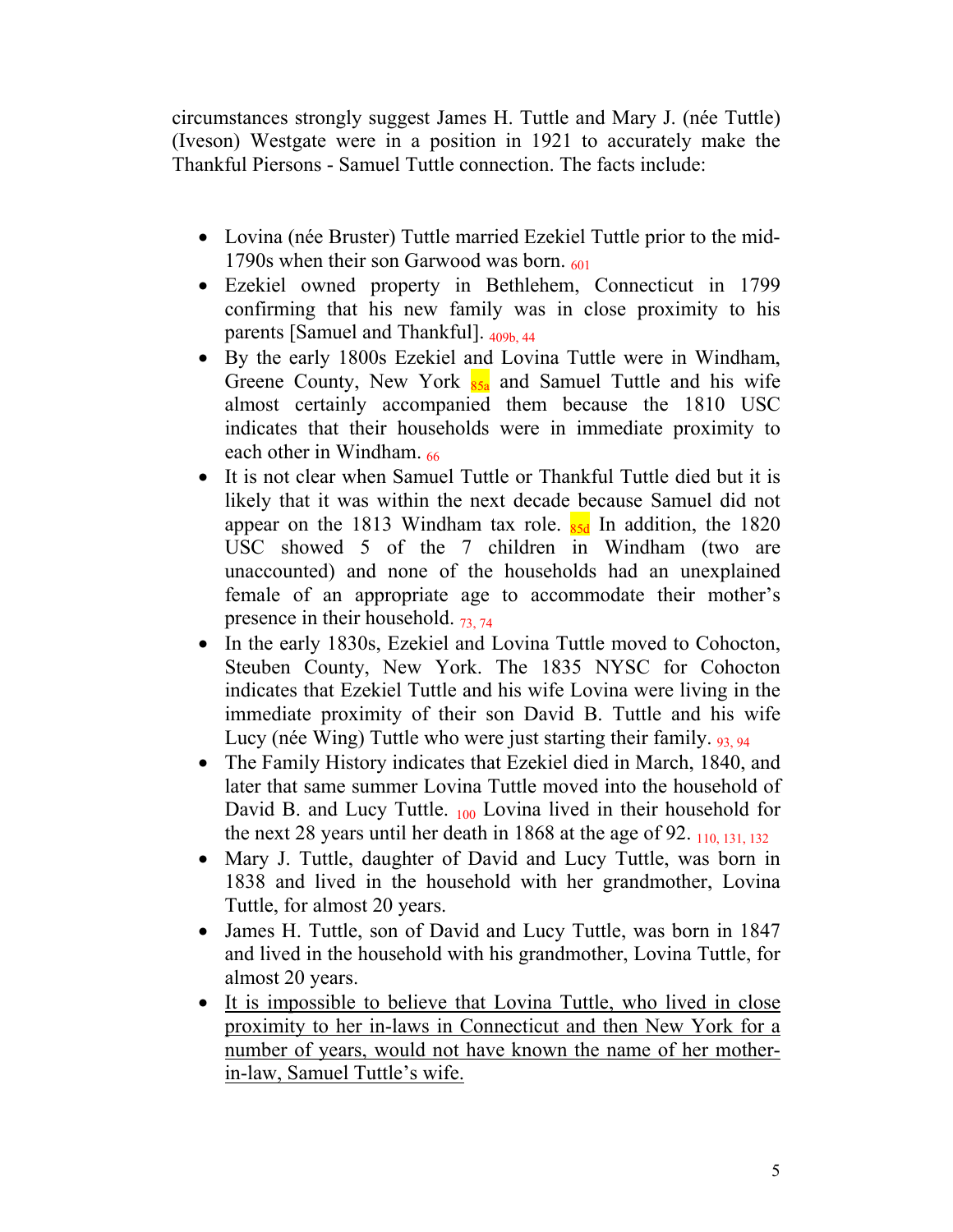circumstances strongly suggest James H. Tuttle and Mary J. (née Tuttle) (Iveson) Westgate were in a position in 1921 to accurately make the Thankful Piersons - Samuel Tuttle connection. The facts include:

- Lovina (née Bruster) Tuttle married Ezekiel Tuttle prior to the mid-1790s when their son Garwood was born. [601]
- Ezekiel owned property in Bethlehem, Connecticut in 1799 confirming that his new family was in close proximity to his parents [Samuel and Thankful]. [409b, 44]
- By the early 1800s Ezekiel and Lovina Tuttle were in Windham, Greene County, New York [85a] and Samuel Tuttle and his wife almost certainly accompanied them because the 1810 USC indicates that their households were in immediate proximity to each other in Windham. [66]
- It is not clear when Samuel Tuttle or Thankful Tuttle died but it is likely that it was within the next decade because Samuel did not appear on the 1813 Windham tax role. [85d] In addition, the 1820 USC showed 5 of the 7 children in Windham (two are unaccounted) and none of the households had an unexplained female of an appropriate age to accommodate their mother's presence in their household. [73, 74]
- In the early 1830s, Ezekiel and Lovina Tuttle moved to Cohocton, Steuben County, New York. The 1835 NYSC for Cohocton indicates that Ezekiel Tuttle and his wife Lovina were living in the immediate proximity of their son David B. Tuttle and his wife Lucy (née Wing) Tuttle who were just starting their family. [93, 94]
- The Family History indicates that Ezekiel died in March, 1840, and later that same summer Lovina Tuttle moved into the household of David B. and Lucy Tuttle. [100] Lovina lived in their household for the next 28 years until her death in 1868 at the age of 92. [110, 131, 132]
- Mary J. Tuttle, daughter of David and Lucy Tuttle, was born in 1838 and lived in the household with her grandmother, Lovina Tuttle, for almost 20 years.
- James H. Tuttle, son of David and Lucy Tuttle, was born in 1847 and lived in the household with his grandmother, Lovina Tuttle, for almost 20 years.
- <u>It is impossible to believe that Lovina Tuttle, who lived in close proximity to her in-laws in Connecticut and then New York for a number of years, would not have known the name of her mother-in-law, Samuel Tuttle's wife.</u>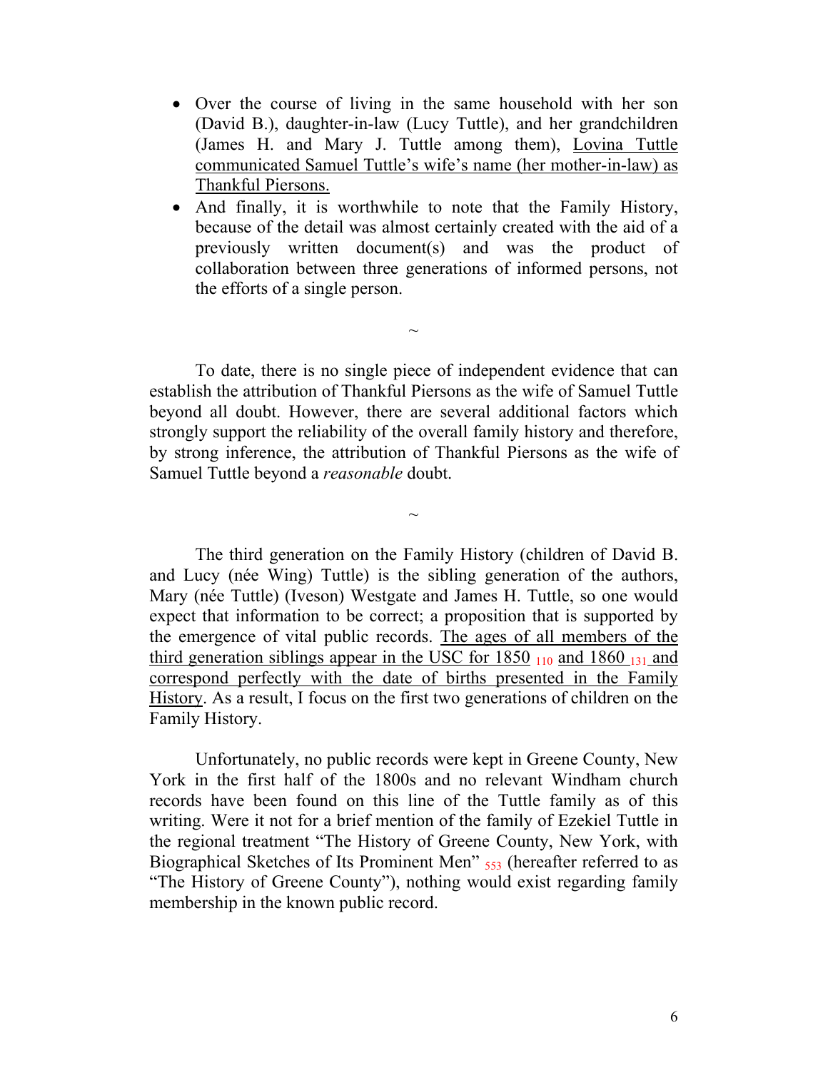- Over the course of living in the same household with her son (David B.), daughter-in-law (Lucy Tuttle), and her grandchildren (James H. and Mary J. Tuttle among them), <u>Lovina Tuttle communicated Samuel Tuttle's wife's name (her mother-in-law) as Thankful Piersons.</u>
- And finally, it is worthwhile to note that the Family History, because of the detail was almost certainly created with the aid of a previously written document(s) and was the product of collaboration between three generations of informed persons, not the efforts of a single person.

~

To date, there is no single piece of independent evidence that can establish the attribution of Thankful Piersons as the wife of Samuel Tuttle beyond all doubt. However, there are several additional factors which strongly support the reliability of the overall family history and therefore, by strong inference, the attribution of Thankful Piersons as the wife of Samuel Tuttle beyond a *reasonable* doubt.

~

The third generation on the Family History (children of David B. and Lucy (née Wing) Tuttle) is the sibling generation of the authors, Mary (née Tuttle) (Iveson) Westgate and James H. Tuttle, so one would expect that information to be correct; a proposition that is supported by the emergence of vital public records. <u>The ages of all members of the third generation siblings appear in the USC for 1850</u> [110] <u>and 1860</u> [131] <u>and correspond perfectly with the date of births presented in the Family History</u>. As a result, I focus on the first two generations of children on the Family History.

Unfortunately, no public records were kept in Greene County, New York in the first half of the 1800s and no relevant Windham church records have been found on this line of the Tuttle family as of this writing. Were it not for a brief mention of the family of Ezekiel Tuttle in the regional treatment "The History of Greene County, New York, with Biographical Sketches of Its Prominent Men" [553] (hereafter referred to as "The History of Greene County"), nothing would exist regarding family membership in the known public record.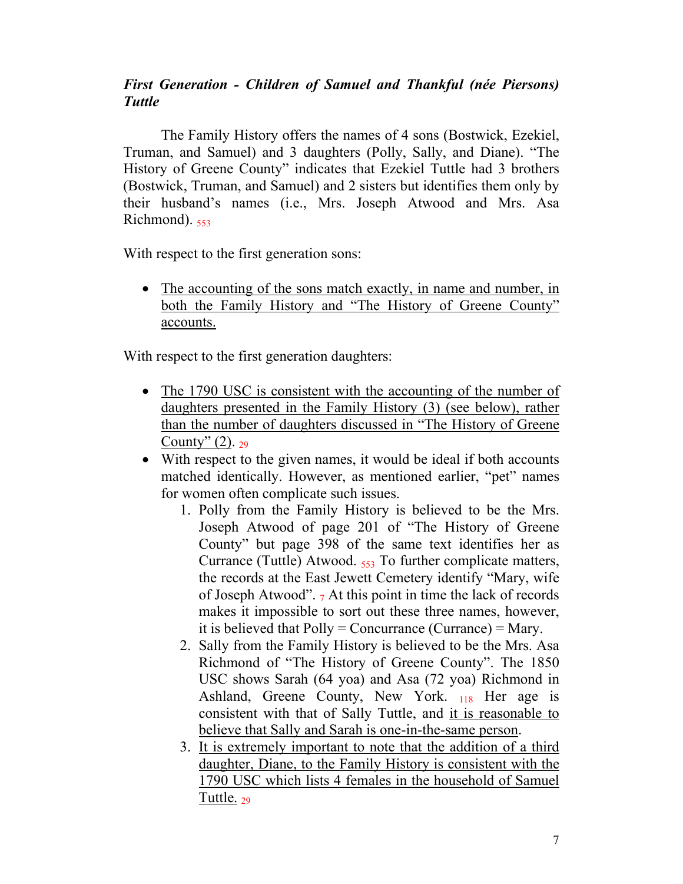***First Generation - Children of Samuel and Thankful (née Piersons) Tuttle***

The Family History offers the names of 4 sons (Bostwick, Ezekiel, Truman, and Samuel) and 3 daughters (Polly, Sally, and Diane). "The History of Greene County" indicates that Ezekiel Tuttle had 3 brothers (Bostwick, Truman, and Samuel) and 2 sisters but identifies them only by their husband's names (i.e., Mrs. Joseph Atwood and Mrs. Asa Richmond). [553]

With respect to the first generation sons:

- <u>The accounting of the sons match exactly, in name and number, in both the Family History and "The History of Greene County" accounts.</u>

With respect to the first generation daughters:

- <u>The 1790 USC is consistent with the accounting of the number of daughters presented in the Family History (3) (see below), rather than the number of daughters discussed in "The History of Greene County" (2).</u> [29]
- With respect to the given names, it would be ideal if both accounts matched identically. However, as mentioned earlier, "pet" names for women often complicate such issues.
    1. Polly from the Family History is believed to be the Mrs. Joseph Atwood of page 201 of "The History of Greene County" but page 398 of the same text identifies her as Currance (Tuttle) Atwood. [553] To further complicate matters, the records at the East Jewett Cemetery identify "Mary, wife of Joseph Atwood". [7] At this point in time the lack of records makes it impossible to sort out these three names, however, it is believed that Polly = Concurrance (Currance) = Mary.
    2. Sally from the Family History is believed to be the Mrs. Asa Richmond of "The History of Greene County". The 1850 USC shows Sarah (64 yoa) and Asa (72 yoa) Richmond in Ashland, Greene County, New York. [118] Her age is consistent with that of Sally Tuttle, and <u>it is reasonable to believe that Sally and Sarah is one-in-the-same person</u>.
    3. <u>It is extremely important to note that the addition of a third daughter, Diane, to the Family History is consistent with the 1790 USC which lists 4 females in the household of Samuel Tuttle.</u> [29]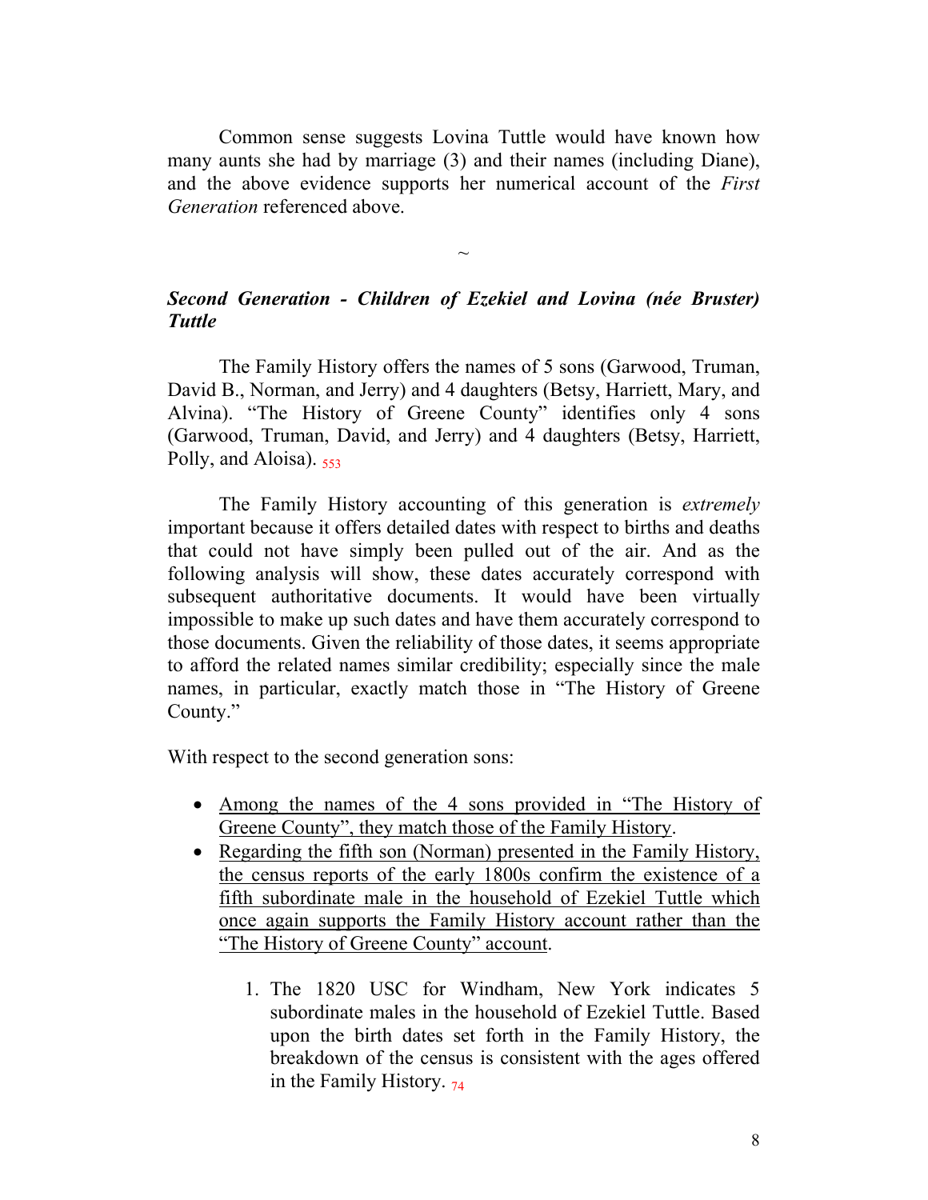Common sense suggests Lovina Tuttle would have known how many aunts she had by marriage (3) and their names (including Diane), and the above evidence supports her numerical account of the *First Generation* referenced above.

~

### *Second Generation - Children of Ezekiel and Lovina (née Bruster) Tuttle*

The Family History offers the names of 5 sons (Garwood, Truman, David B., Norman, and Jerry) and 4 daughters (Betsy, Harriett, Mary, and Alvina). "The History of Greene County" identifies only 4 sons (Garwood, Truman, David, and Jerry) and 4 daughters (Betsy, Harriett, Polly, and Aloisa). [553]

The Family History accounting of this generation is *extremely* important because it offers detailed dates with respect to births and deaths that could not have simply been pulled out of the air. And as the following analysis will show, these dates accurately correspond with subsequent authoritative documents. It would have been virtually impossible to make up such dates and have them accurately correspond to those documents. Given the reliability of those dates, it seems appropriate to afford the related names similar credibility; especially since the male names, in particular, exactly match those in "The History of Greene County."

With respect to the second generation sons:

- <u>Among the names of the 4 sons provided in "The History of Greene County", they match those of the Family History</u>.
- <u>Regarding the fifth son (Norman) presented in the Family History, the census reports of the early 1800s confirm the existence of a fifth subordinate male in the household of Ezekiel Tuttle which once again supports the Family History account rather than the "The History of Greene County" account</u>.

    1. The 1820 USC for Windham, New York indicates 5 subordinate males in the household of Ezekiel Tuttle. Based upon the birth dates set forth in the Family History, the breakdown of the census is consistent with the ages offered in the Family History. [74]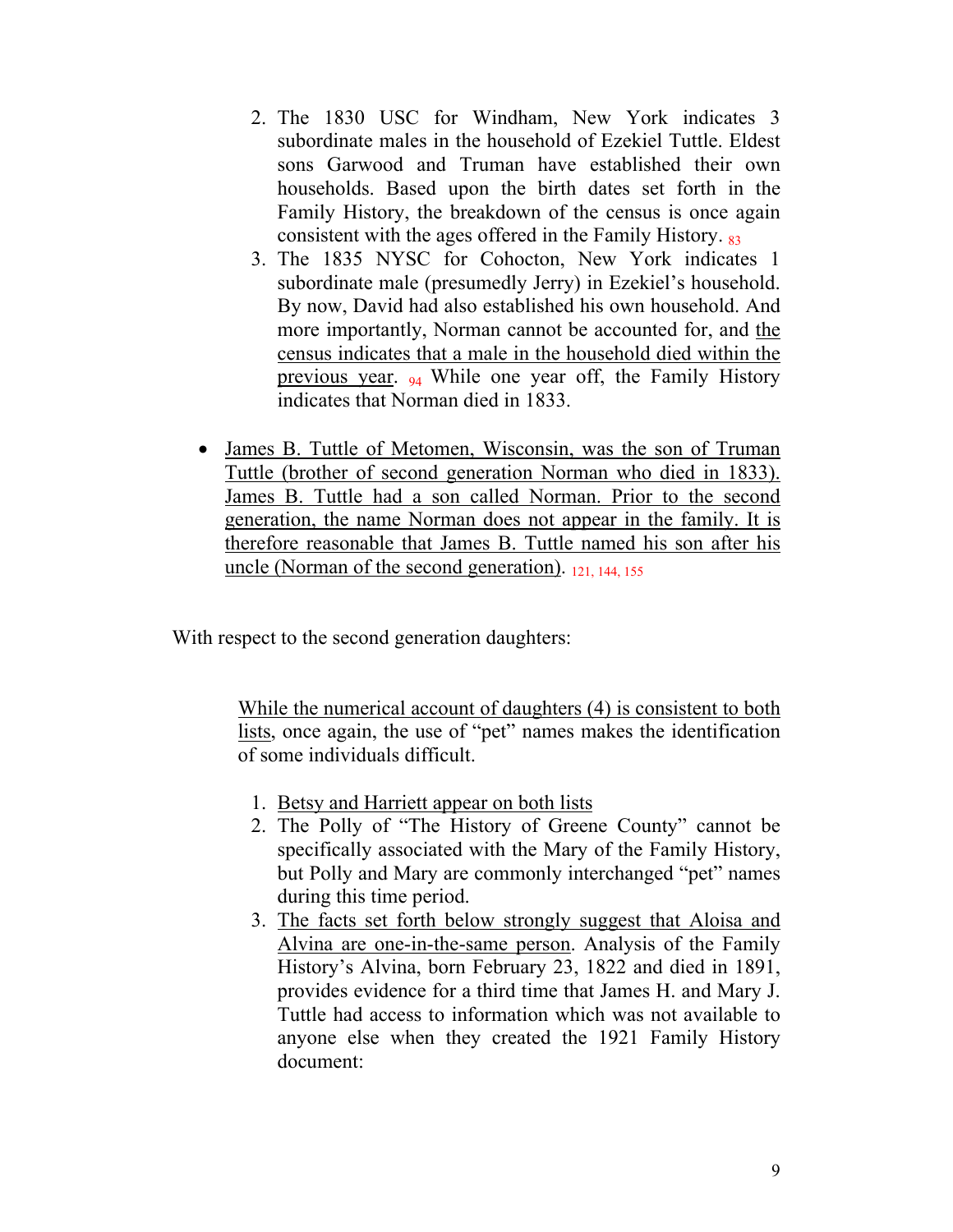2. The 1830 USC for Windham, New York indicates 3 subordinate males in the household of Ezekiel Tuttle. Eldest sons Garwood and Truman have established their own households. Based upon the birth dates set forth in the Family History, the breakdown of the census is once again consistent with the ages offered in the Family History. [83]
3. The 1835 NYSC for Cohocton, New York indicates 1 subordinate male (presumedly Jerry) in Ezekiel's household. By now, David had also established his own household. And more importantly, Norman cannot be accounted for, and <u>the census indicates that a male in the household died within the previous year</u>. [94] While one year off, the Family History indicates that Norman died in 1833.

- <u>James B. Tuttle of Metomen, Wisconsin, was the son of Truman Tuttle (brother of second generation Norman who died in 1833). James B. Tuttle had a son called Norman. Prior to the second generation, the name Norman does not appear in the family. It is therefore reasonable that James B. Tuttle named his son after his uncle (Norman of the second generation)</u>. [121, 144, 155]

With respect to the second generation daughters:

<u>While the numerical account of daughters (4) is consistent to both lists</u>, once again, the use of "pet" names makes the identification of some individuals difficult.

1. <u>Betsy and Harriett appear on both lists</u>
2. The Polly of "The History of Greene County" cannot be specifically associated with the Mary of the Family History, but Polly and Mary are commonly interchanged "pet" names during this time period.
3. <u>The facts set forth below strongly suggest that Aloisa and Alvina are one-in-the-same person</u>. Analysis of the Family History's Alvina, born February 23, 1822 and died in 1891, provides evidence for a third time that James H. and Mary J. Tuttle had access to information which was not available to anyone else when they created the 1921 Family History document: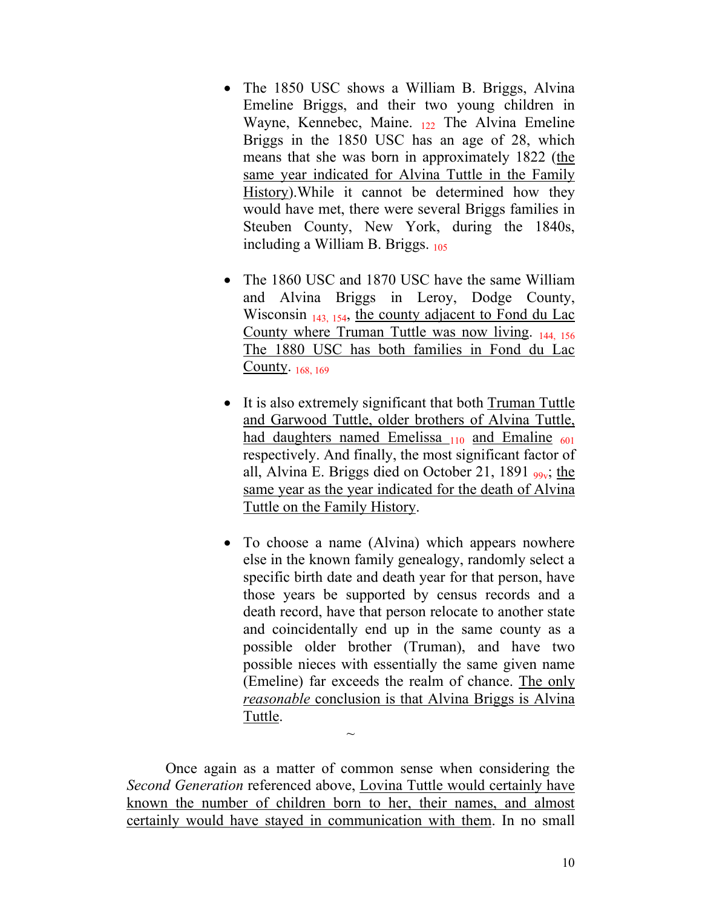- The 1850 USC shows a William B. Briggs, Alvina Emeline Briggs, and their two young children in Wayne, Kennebec, Maine. [122] The Alvina Emeline Briggs in the 1850 USC has an age of 28, which means that she was born in approximately 1822 (<u>the same year indicated for Alvina Tuttle in the Family History</u>).While it cannot be determined how they would have met, there were several Briggs families in Steuben County, New York, during the 1840s, including a William B. Briggs. [105]

- The 1860 USC and 1870 USC have the same William and Alvina Briggs in Leroy, Dodge County, Wisconsin [143, 154], <u>the county adjacent to Fond du Lac County where Truman Tuttle was now living</u>. [144, 156] <u>The 1880 USC has both families in Fond du Lac County</u>. [168, 169]

- It is also extremely significant that both <u>Truman Tuttle and Garwood Tuttle, older brothers of Alvina Tuttle, had daughters named Emelissa</u> [110] <u>and Emaline</u> [601] respectively. And finally, the most significant factor of all, Alvina E. Briggs died on October 21, 1891 [99v]; <u>the same year as the year indicated for the death of Alvina Tuttle on the Family History</u>.

- To choose a name (Alvina) which appears nowhere else in the known family genealogy, randomly select a specific birth date and death year for that person, have those years be supported by census records and a death record, have that person relocate to another state and coincidentally end up in the same county as a possible older brother (Truman), and have two possible nieces with essentially the same given name (Emeline) far exceeds the realm of chance. <u>The only *reasonable* conclusion is that Alvina Briggs is Alvina Tuttle</u>.

~

Once again as a matter of common sense when considering the *Second Generation* referenced above, <u>Lovina Tuttle would certainly have known the number of children born to her, their names, and almost certainly would have stayed in communication with them</u>. In no small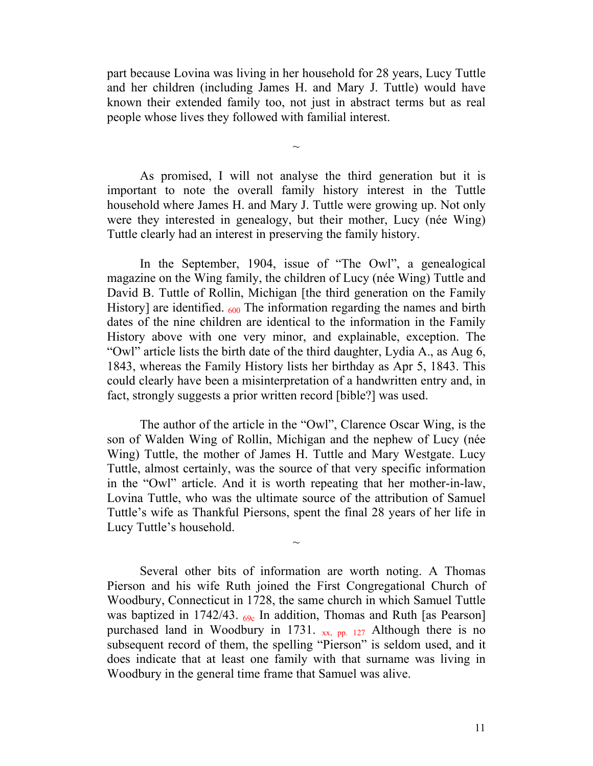part because Lovina was living in her household for 28 years, Lucy Tuttle and her children (including James H. and Mary J. Tuttle) would have known their extended family too, not just in abstract terms but as real people whose lives they followed with familial interest.

~

As promised, I will not analyse the third generation but it is important to note the overall family history interest in the Tuttle household where James H. and Mary J. Tuttle were growing up. Not only were they interested in genealogy, but their mother, Lucy (née Wing) Tuttle clearly had an interest in preserving the family history.

In the September, 1904, issue of "The Owl", a genealogical magazine on the Wing family, the children of Lucy (née Wing) Tuttle and David B. Tuttle of Rollin, Michigan [the third generation on the Family History] are identified. [600] The information regarding the names and birth dates of the nine children are identical to the information in the Family History above with one very minor, and explainable, exception. The "Owl" article lists the birth date of the third daughter, Lydia A., as Aug 6, 1843, whereas the Family History lists her birthday as Apr 5, 1843. This could clearly have been a misinterpretation of a handwritten entry and, in fact, strongly suggests a prior written record [bible?] was used.

The author of the article in the "Owl", Clarence Oscar Wing, is the son of Walden Wing of Rollin, Michigan and the nephew of Lucy (née Wing) Tuttle, the mother of James H. Tuttle and Mary Westgate. Lucy Tuttle, almost certainly, was the source of that very specific information in the "Owl" article. And it is worth repeating that her mother-in-law, Lovina Tuttle, who was the ultimate source of the attribution of Samuel Tuttle's wife as Thankful Piersons, spent the final 28 years of her life in Lucy Tuttle's household.

~

Several other bits of information are worth noting. A Thomas Pierson and his wife Ruth joined the First Congregational Church of Woodbury, Connecticut in 1728, the same church in which Samuel Tuttle was baptized in 1742/43. [69c] In addition, Thomas and Ruth [as Pearson] purchased land in Woodbury in 1731. [xx, pp. 127] Although there is no subsequent record of them, the spelling "Pierson" is seldom used, and it does indicate that at least one family with that surname was living in Woodbury in the general time frame that Samuel was alive.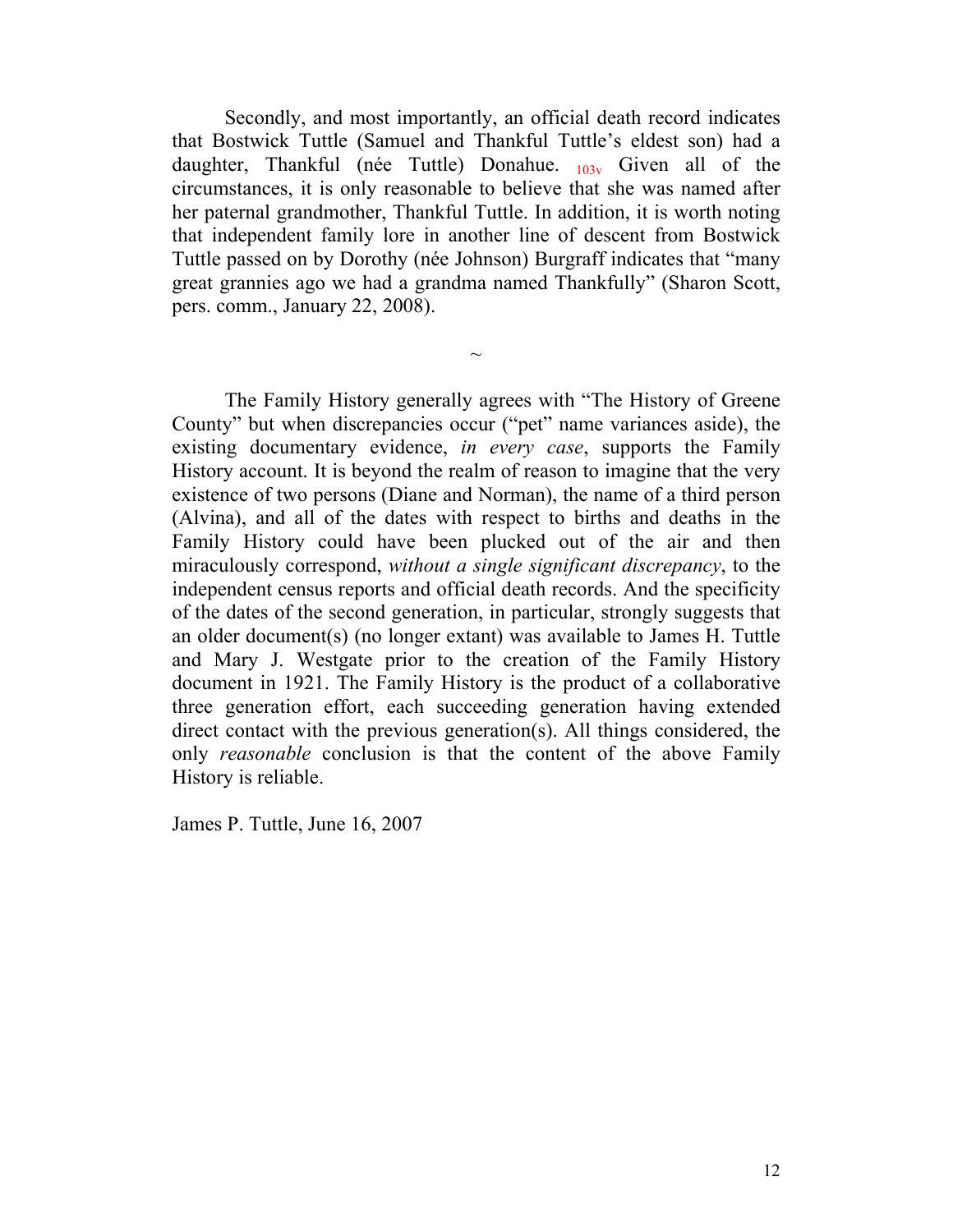Secondly, and most importantly, an official death record indicates that Bostwick Tuttle (Samuel and Thankful Tuttle's eldest son) had a daughter, Thankful (née Tuttle) Donahue. [103v] Given all of the circumstances, it is only reasonable to believe that she was named after her paternal grandmother, Thankful Tuttle. In addition, it is worth noting that independent family lore in another line of descent from Bostwick Tuttle passed on by Dorothy (née Johnson) Burgraff indicates that "many great grannies ago we had a grandma named Thankfully" (Sharon Scott, pers. comm., January 22, 2008).

~

The Family History generally agrees with "The History of Greene County" but when discrepancies occur ("pet" name variances aside), the existing documentary evidence, *in every case*, supports the Family History account. It is beyond the realm of reason to imagine that the very existence of two persons (Diane and Norman), the name of a third person (Alvina), and all of the dates with respect to births and deaths in the Family History could have been plucked out of the air and then miraculously correspond, *without a single significant discrepancy*, to the independent census reports and official death records. And the specificity of the dates of the second generation, in particular, strongly suggests that an older document(s) (no longer extant) was available to James H. Tuttle and Mary J. Westgate prior to the creation of the Family History document in 1921. The Family History is the product of a collaborative three generation effort, each succeeding generation having extended direct contact with the previous generation(s). All things considered, the only *reasonable* conclusion is that the content of the above Family History is reliable.

James P. Tuttle, June 16, 2007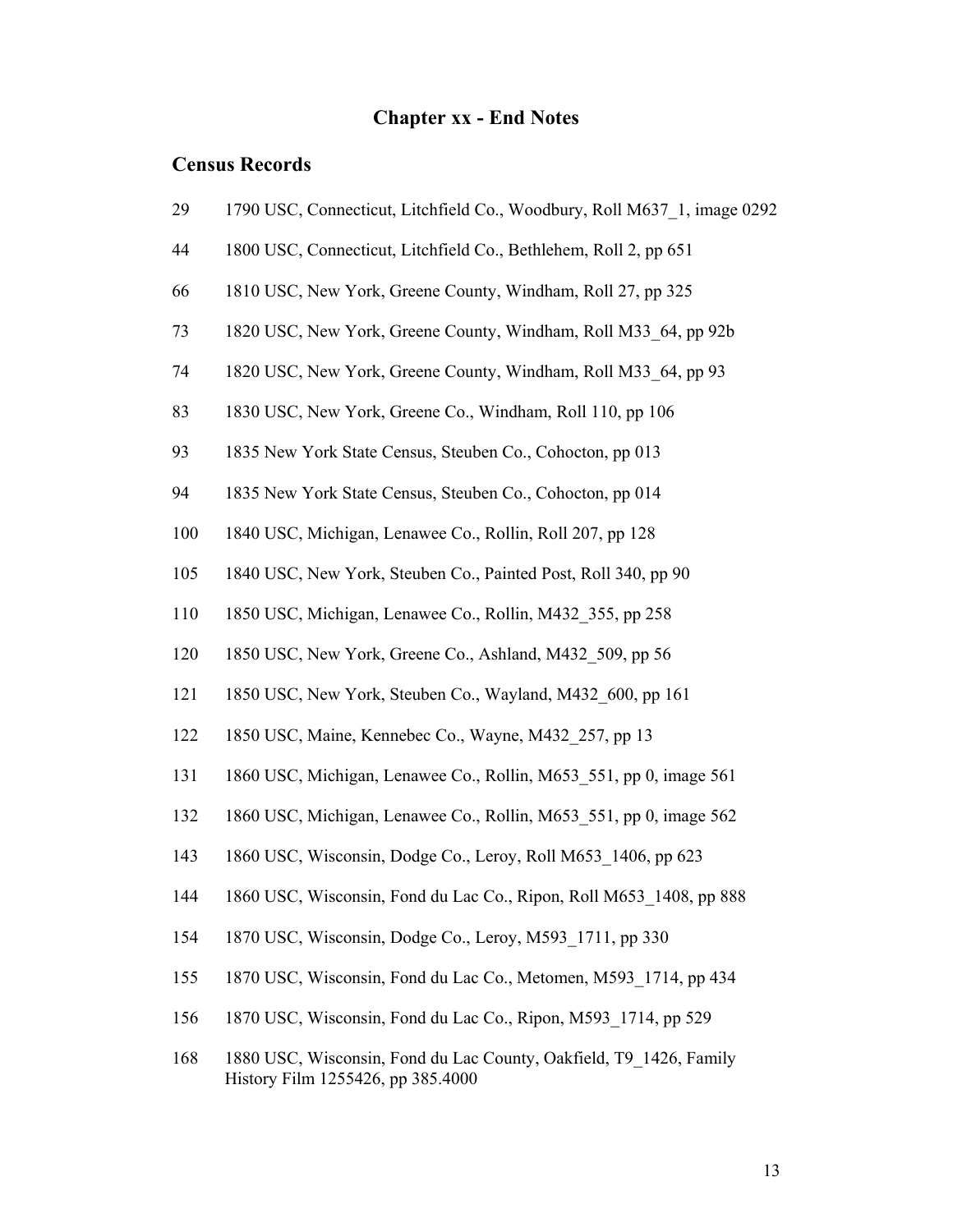# Chapter xx - End Notes

## Census Records

29 1790 USC, Connecticut, Litchfield Co., Woodbury, Roll M637_1, image 0292

44 1800 USC, Connecticut, Litchfield Co., Bethlehem, Roll 2, pp 651

66 1810 USC, New York, Greene County, Windham, Roll 27, pp 325

73 1820 USC, New York, Greene County, Windham, Roll M33_64, pp 92b

74 1820 USC, New York, Greene County, Windham, Roll M33_64, pp 93

83 1830 USC, New York, Greene Co., Windham, Roll 110, pp 106

93 1835 New York State Census, Steuben Co., Cohocton, pp 013

94 1835 New York State Census, Steuben Co., Cohocton, pp 014

100 1840 USC, Michigan, Lenawee Co., Rollin, Roll 207, pp 128

105 1840 USC, New York, Steuben Co., Painted Post, Roll 340, pp 90

110 1850 USC, Michigan, Lenawee Co., Rollin, M432_355, pp 258

120 1850 USC, New York, Greene Co., Ashland, M432_509, pp 56

121 1850 USC, New York, Steuben Co., Wayland, M432_600, pp 161

122 1850 USC, Maine, Kennebec Co., Wayne, M432_257, pp 13

131 1860 USC, Michigan, Lenawee Co., Rollin, M653_551, pp 0, image 561

132 1860 USC, Michigan, Lenawee Co., Rollin, M653_551, pp 0, image 562

143 1860 USC, Wisconsin, Dodge Co., Leroy, Roll M653_1406, pp 623

144 1860 USC, Wisconsin, Fond du Lac Co., Ripon, Roll M653_1408, pp 888

154 1870 USC, Wisconsin, Dodge Co., Leroy, M593_1711, pp 330

155 1870 USC, Wisconsin, Fond du Lac Co., Metomen, M593_1714, pp 434

156 1870 USC, Wisconsin, Fond du Lac Co., Ripon, M593_1714, pp 529

168 1880 USC, Wisconsin, Fond du Lac County, Oakfield, T9_1426, Family History Film 1255426, pp 385.4000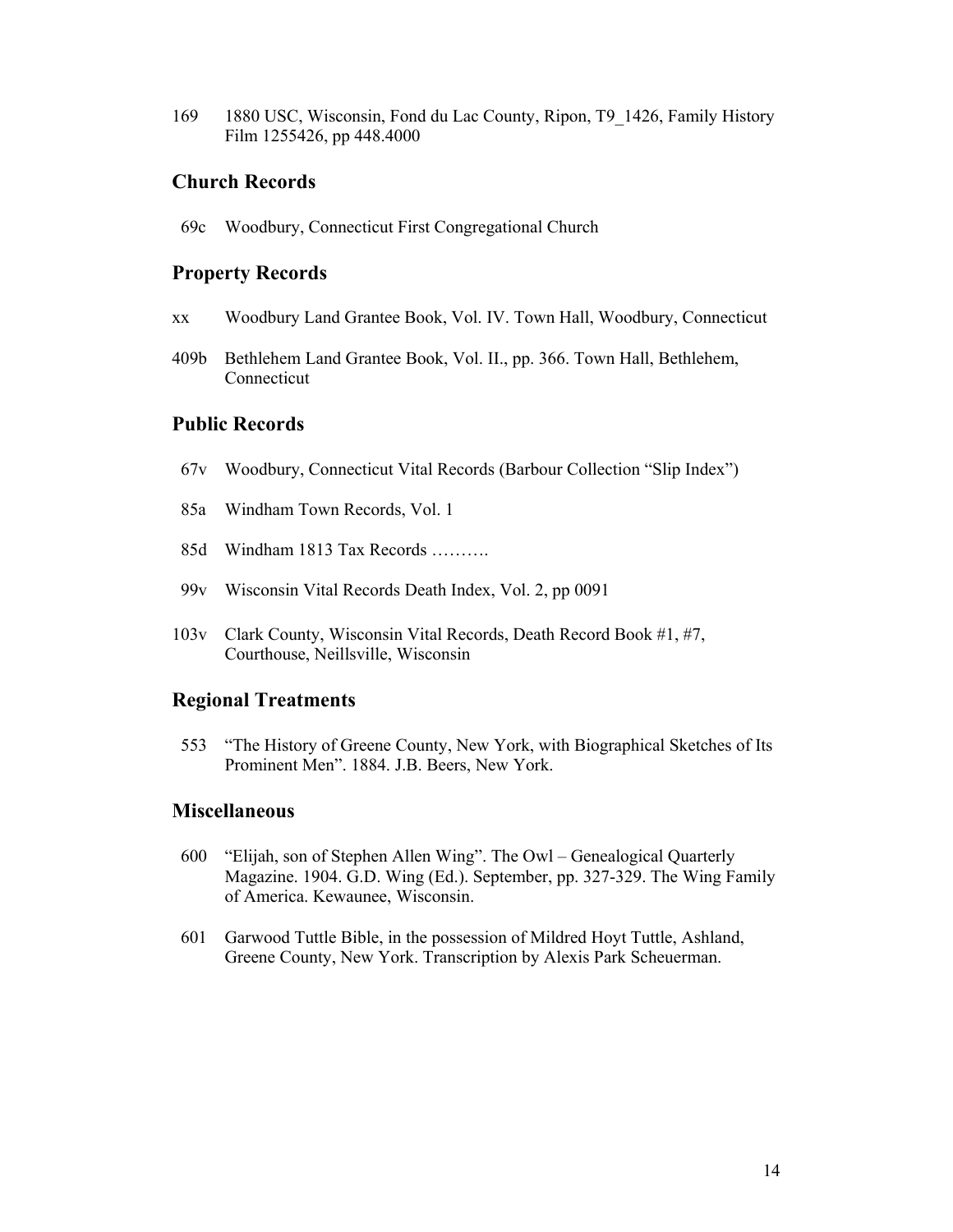169 1880 USC, Wisconsin, Fond du Lac County, Ripon, T9_1426, Family History Film 1255426, pp 448.4000

## Church Records

69c Woodbury, Connecticut First Congregational Church

## Property Records

xx Woodbury Land Grantee Book, Vol. IV. Town Hall, Woodbury, Connecticut

409b Bethlehem Land Grantee Book, Vol. II., pp. 366. Town Hall, Bethlehem, Connecticut

## Public Records

67v Woodbury, Connecticut Vital Records (Barbour Collection "Slip Index")

85a Windham Town Records, Vol. 1

85d Windham 1813 Tax Records ……….

99v Wisconsin Vital Records Death Index, Vol. 2, pp 0091

103v Clark County, Wisconsin Vital Records, Death Record Book #1, #7, Courthouse, Neillsville, Wisconsin

## Regional Treatments

553 "The History of Greene County, New York, with Biographical Sketches of Its Prominent Men". 1884. J.B. Beers, New York.

## Miscellaneous

600 "Elijah, son of Stephen Allen Wing". The Owl – Genealogical Quarterly Magazine. 1904. G.D. Wing (Ed.). September, pp. 327-329. The Wing Family of America. Kewaunee, Wisconsin.

601 Garwood Tuttle Bible, in the possession of Mildred Hoyt Tuttle, Ashland, Greene County, New York. Transcription by Alexis Park Scheuerman.